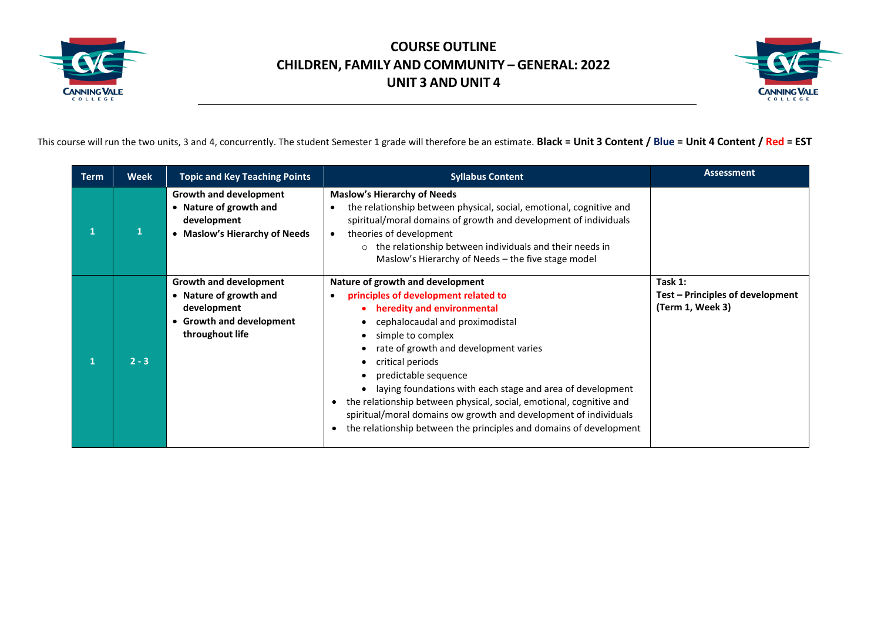# COURSE OUTLINE
# CHILDREN, FAMILY AND COMMUNITY – GENERAL: 2022
# UNIT 3 AND UNIT 4

This course will run the two units, 3 and 4, concurrently. The student Semester 1 grade will therefore be an estimate. **Black = Unit 3 Content / Blue = Unit 4 Content / Red = EST**

| Term | Week | Topic and Key Teaching Points | Syllabus Content | Assessment |
|---|---|---|---|---|
| 1 | 1 | **Growth and development**<br>• **Nature of growth and development**<br>• **Maslow's Hierarchy of Needs** | **Maslow's Hierarchy of Needs**<br>• the relationship between physical, social, emotional, cognitive and spiritual/moral domains of growth and development of individuals<br>• theories of development<br>&nbsp;&nbsp;&nbsp;&nbsp;○ the relationship between individuals and their needs in Maslow's Hierarchy of Needs – the five stage model | |
| 1 | 2 - 3 | **Growth and development**<br>• **Nature of growth and development**<br>• **Growth and development throughout life** | **Nature of growth and development**<br>• **principles of development related to**<br>&nbsp;&nbsp;&nbsp;&nbsp;• **heredity and environmental**<br>&nbsp;&nbsp;&nbsp;&nbsp;• cephalocaudal and proximodistal<br>&nbsp;&nbsp;&nbsp;&nbsp;• simple to complex<br>&nbsp;&nbsp;&nbsp;&nbsp;• rate of growth and development varies<br>&nbsp;&nbsp;&nbsp;&nbsp;• critical periods<br>&nbsp;&nbsp;&nbsp;&nbsp;• predictable sequence<br>&nbsp;&nbsp;&nbsp;&nbsp;• laying foundations with each stage and area of development<br>• the relationship between physical, social, emotional, cognitive and spiritual/moral domains ow growth and development of individuals<br>• the relationship between the principles and domains of development | **Task 1:**<br>**Test – Principles of development (Term 1, Week 3)** |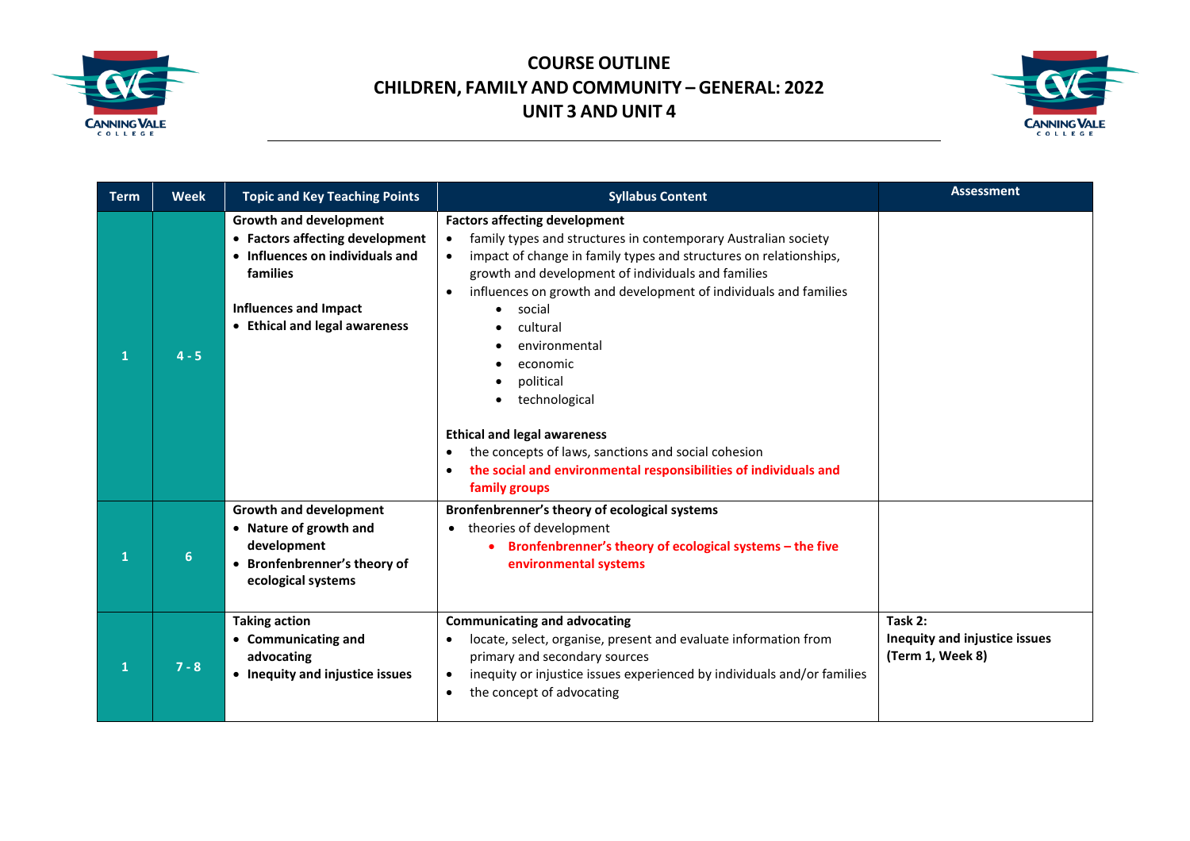# COURSE OUTLINE
# CHILDREN, FAMILY AND COMMUNITY – GENERAL: 2022
# UNIT 3 AND UNIT 4

| Term | Week | Topic and Key Teaching Points | Syllabus Content | Assessment |
|---|---|---|---|---|
| 1 | 4 - 5 | **Growth and development**<br>• **Factors affecting development**<br>• **Influences on individuals and families**<br><br>**Influences and Impact**<br>• **Ethical and legal awareness** | **Factors affecting development**<br>• family types and structures in contemporary Australian society<br>• impact of change in family types and structures on relationships, growth and development of individuals and families<br>• influences on growth and development of individuals and families<br>  • social<br>  • cultural<br>  • environmental<br>  • economic<br>  • political<br>  • technological<br><br>**Ethical and legal awareness**<br>• the concepts of laws, sanctions and social cohesion<br>• **the social and environmental responsibilities of individuals and family groups** | |
| 1 | 6 | **Growth and development**<br>• **Nature of growth and development**<br>• **Bronfenbrenner's theory of ecological systems** | **Bronfenbrenner's theory of ecological systems**<br>• theories of development<br>  • **Bronfenbrenner's theory of ecological systems – the five environmental systems** | |
| 1 | 7 - 8 | **Taking action**<br>• **Communicating and advocating**<br>• **Inequity and injustice issues** | **Communicating and advocating**<br>• locate, select, organise, present and evaluate information from primary and secondary sources<br>• inequity or injustice issues experienced by individuals and/or families<br>• the concept of advocating | **Task 2:**<br>**Inequity and injustice issues**<br>**(Term 1, Week 8)** |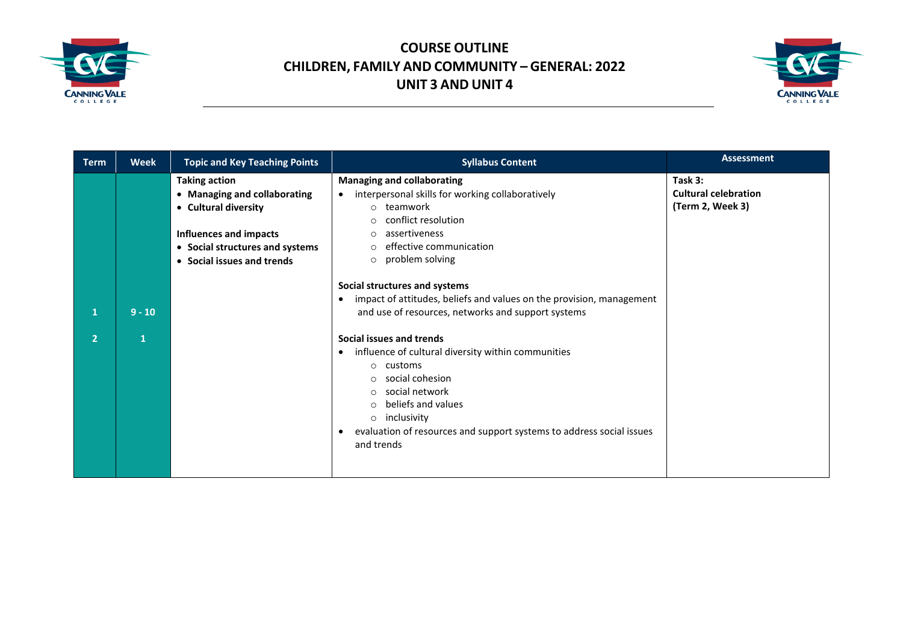# COURSE OUTLINE
# CHILDREN, FAMILY AND COMMUNITY – GENERAL: 2022
# UNIT 3 AND UNIT 4

| Term | Week | Topic and Key Teaching Points | Syllabus Content | Assessment |
|---|---|---|---|---|
| 1<br><br>2 | 9 - 10<br><br>1 | **Taking action**<br>• **Managing and collaborating**<br>• **Cultural diversity**<br><br>**Influences and impacts**<br>• **Social structures and systems**<br>• **Social issues and trends** | **Managing and collaborating**<br>• interpersonal skills for working collaboratively<br>○ teamwork<br>○ conflict resolution<br>○ assertiveness<br>○ effective communication<br>○ problem solving<br><br>**Social structures and systems**<br>• impact of attitudes, beliefs and values on the provision, management and use of resources, networks and support systems<br><br>**Social issues and trends**<br>• influence of cultural diversity within communities<br>○ customs<br>○ social cohesion<br>○ social network<br>○ beliefs and values<br>○ inclusivity<br>• evaluation of resources and support systems to address social issues and trends | **Task 3:**<br>**Cultural celebration**<br>**(Term 2, Week 3)** |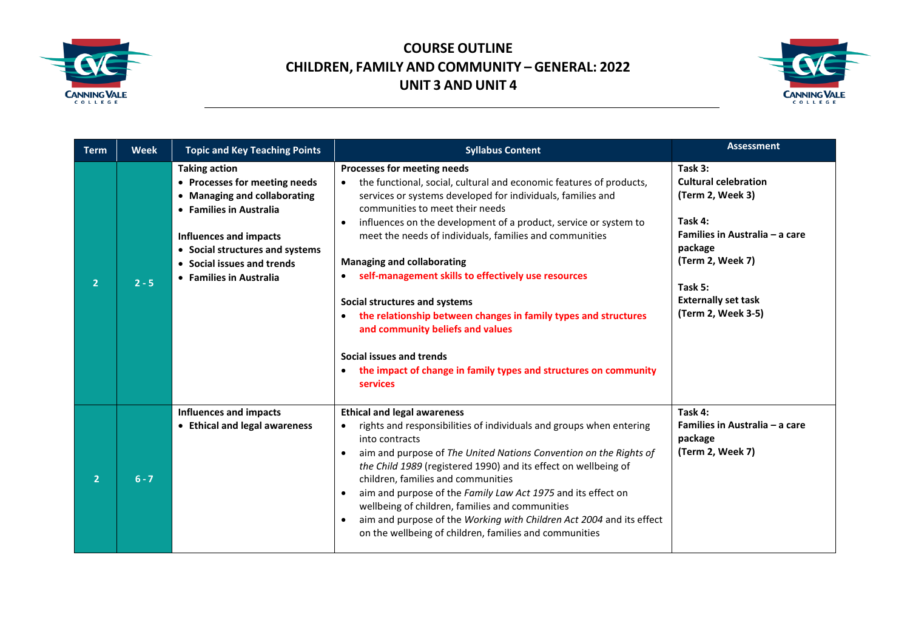# COURSE OUTLINE
## CHILDREN, FAMILY AND COMMUNITY – GENERAL: 2022
## UNIT 3 AND UNIT 4

| Term | Week | Topic and Key Teaching Points | Syllabus Content | Assessment |
|---|---|---|---|---|
| 2 | 2 - 5 | **Taking action**<br>• **Processes for meeting needs**<br>• **Managing and collaborating**<br>• **Families in Australia**<br><br>**Influences and impacts**<br>• **Social structures and systems**<br>• **Social issues and trends**<br>• **Families in Australia** | **Processes for meeting needs**<br>• the functional, social, cultural and economic features of products, services or systems developed for individuals, families and communities to meet their needs<br>• influences on the development of a product, service or system to meet the needs of individuals, families and communities<br><br>**Managing and collaborating**<br>• **self-management skills to effectively use resources**<br><br>**Social structures and systems**<br>• **the relationship between changes in family types and structures and community beliefs and values**<br><br>**Social issues and trends**<br>• **the impact of change in family types and structures on community services** | **Task 3:**<br>**Cultural celebration**<br>**(Term 2, Week 3)**<br><br>**Task 4:**<br>**Families in Australia – a care package**<br>**(Term 2, Week 7)**<br><br>**Task 5:**<br>**Externally set task**<br>**(Term 2, Week 3-5)** |
| 2 | 6 - 7 | **Influences and impacts**<br>• **Ethical and legal awareness** | **Ethical and legal awareness**<br>• rights and responsibilities of individuals and groups when entering into contracts<br>• aim and purpose of *The United Nations Convention on the Rights of the Child 1989* (registered 1990) and its effect on wellbeing of children, families and communities<br>• aim and purpose of the *Family Law Act 1975* and its effect on wellbeing of children, families and communities<br>• aim and purpose of the *Working with Children Act 2004* and its effect on the wellbeing of children, families and communities | **Task 4:**<br>**Families in Australia – a care package**<br>**(Term 2, Week 7)** |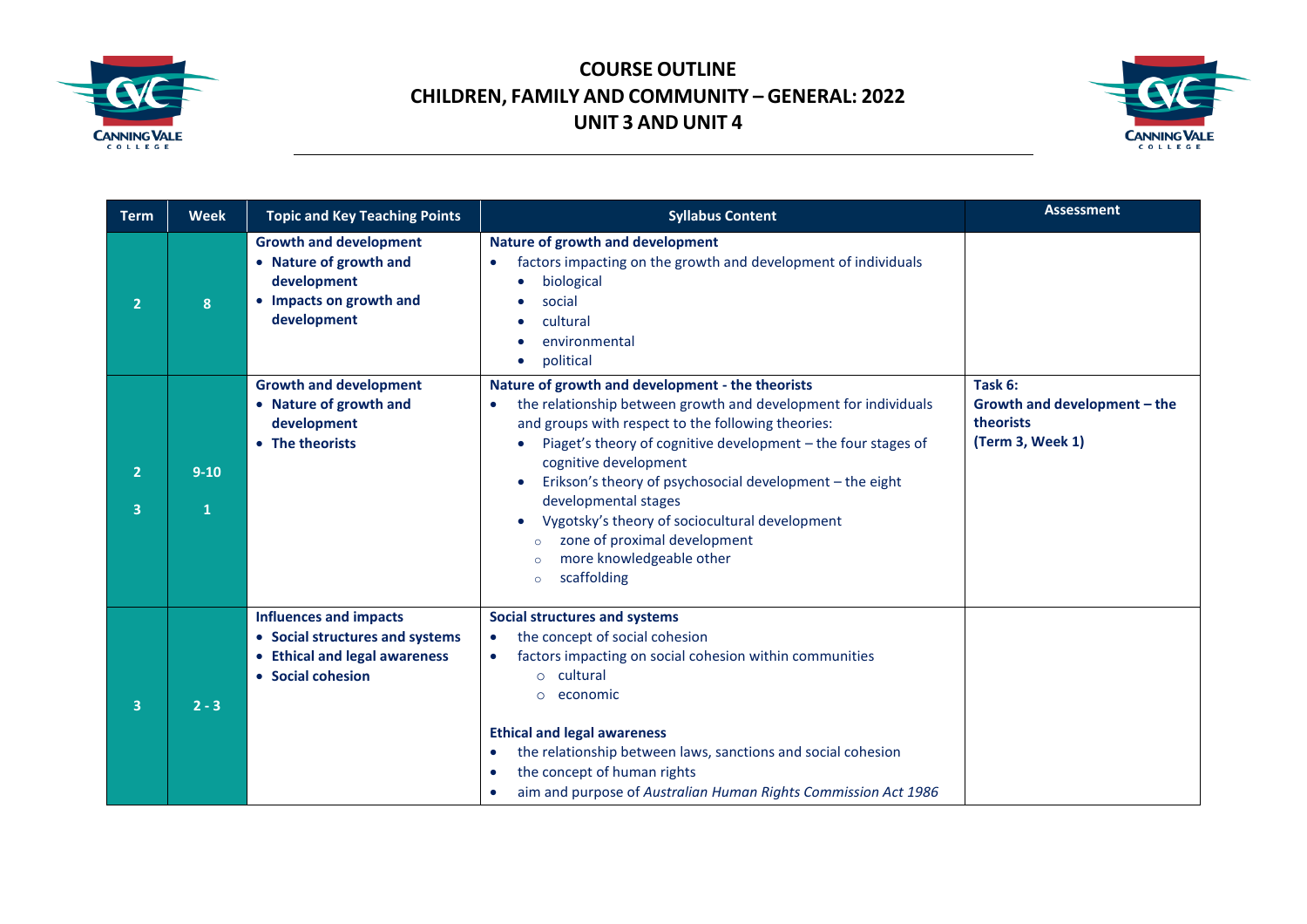# COURSE OUTLINE
# CHILDREN, FAMILY AND COMMUNITY – GENERAL: 2022
# UNIT 3 AND UNIT 4

| Term | Week | Topic and Key Teaching Points | Syllabus Content | Assessment |
|---|---|---|---|---|
| 2 | 8 | **Growth and development**<br>• **Nature of growth and development**<br>• **Impacts on growth and development** | **Nature of growth and development**<br>• factors impacting on the growth and development of individuals<br>  • biological<br>  • social<br>  • cultural<br>  • environmental<br>  • political | |
| 2<br>3 | 9-10<br>1 | **Growth and development**<br>• **Nature of growth and development**<br>• **The theorists** | **Nature of growth and development - the theorists**<br>• the relationship between growth and development for individuals and groups with respect to the following theories:<br>  • Piaget's theory of cognitive development – the four stages of cognitive development<br>  • Erikson's theory of psychosocial development – the eight developmental stages<br>  • Vygotsky's theory of sociocultural development<br>    ○ zone of proximal development<br>    ○ more knowledgeable other<br>    ○ scaffolding | **Task 6:**<br>**Growth and development – the theorists**<br>**(Term 3, Week 1)** |
| 3 | 2 - 3 | **Influences and impacts**<br>• **Social structures and systems**<br>• **Ethical and legal awareness**<br>• **Social cohesion** | **Social structures and systems**<br>• the concept of social cohesion<br>• factors impacting on social cohesion within communities<br>    ○ cultural<br>    ○ economic<br><br>**Ethical and legal awareness**<br>• the relationship between laws, sanctions and social cohesion<br>• the concept of human rights<br>• aim and purpose of *Australian Human Rights Commission Act 1986* | |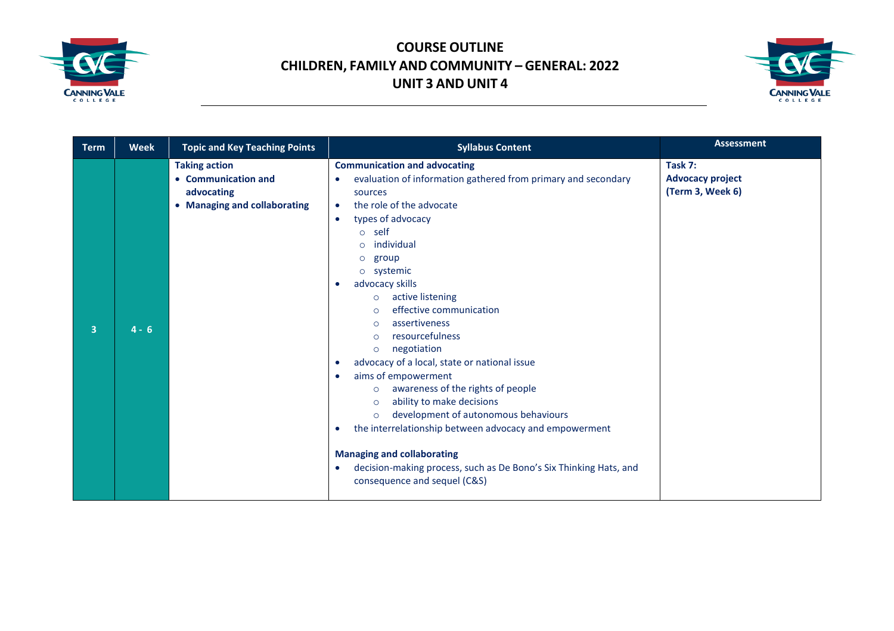# COURSE OUTLINE
## CHILDREN, FAMILY AND COMMUNITY – GENERAL: 2022
## UNIT 3 AND UNIT 4

| Term | Week | Topic and Key Teaching Points | Syllabus Content | Assessment |
|---|---|---|---|---|
| 3 | 4 - 6 | **Taking action**<br>• **Communication and advocating**<br>• **Managing and collaborating** | **Communication and advocating**<br>• evaluation of information gathered from primary and secondary sources<br>• the role of the advocate<br>• types of advocacy<br>  ○ self<br>  ○ individual<br>  ○ group<br>  ○ systemic<br>• advocacy skills<br>  ○ active listening<br>  ○ effective communication<br>  ○ assertiveness<br>  ○ resourcefulness<br>  ○ negotiation<br>• advocacy of a local, state or national issue<br>• aims of empowerment<br>  ○ awareness of the rights of people<br>  ○ ability to make decisions<br>  ○ development of autonomous behaviours<br>• the interrelationship between advocacy and empowerment<br><br>**Managing and collaborating**<br>• decision-making process, such as De Bono's Six Thinking Hats, and consequence and sequel (C&S) | **Task 7:**<br>**Advocacy project**<br>**(Term 3, Week 6)** |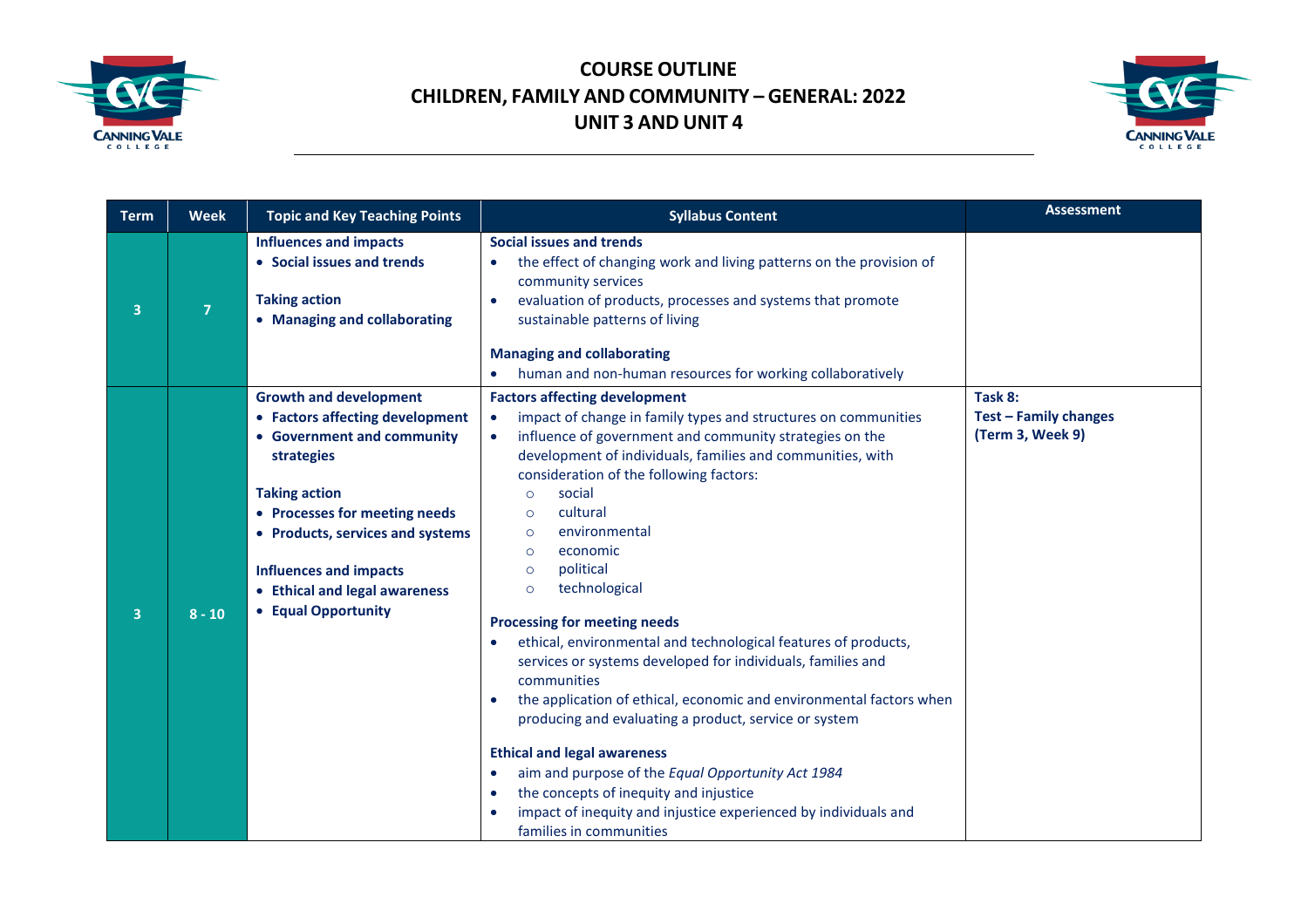# COURSE OUTLINE
## CHILDREN, FAMILY AND COMMUNITY – GENERAL: 2022
## UNIT 3 AND UNIT 4

| Term | Week | Topic and Key Teaching Points | Syllabus Content | Assessment |
|---|---|---|---|---|
| 3 | 7 | **Influences and impacts**<br>• **Social issues and trends**<br><br>**Taking action**<br>• **Managing and collaborating** | **Social issues and trends**<br>• the effect of changing work and living patterns on the provision of community services<br>• evaluation of products, processes and systems that promote sustainable patterns of living<br><br>**Managing and collaborating**<br>• human and non-human resources for working collaboratively | |
| 3 | 8 - 10 | **Growth and development**<br>• **Factors affecting development**<br>• **Government and community strategies**<br><br>**Taking action**<br>• **Processes for meeting needs**<br>• **Products, services and systems**<br><br>**Influences and impacts**<br>• **Ethical and legal awareness**<br>• **Equal Opportunity** | **Factors affecting development**<br>• impact of change in family types and structures on communities<br>• influence of government and community strategies on the development of individuals, families and communities, with consideration of the following factors:<br>  ○ social<br>  ○ cultural<br>  ○ environmental<br>  ○ economic<br>  ○ political<br>  ○ technological<br><br>**Processing for meeting needs**<br>• ethical, environmental and technological features of products, services or systems developed for individuals, families and communities<br>• the application of ethical, economic and environmental factors when producing and evaluating a product, service or system<br><br>**Ethical and legal awareness**<br>• aim and purpose of the *Equal Opportunity Act 1984*<br>• the concepts of inequity and injustice<br>• impact of inequity and injustice experienced by individuals and families in communities | **Task 8:**<br>**Test – Family changes**<br>**(Term 3, Week 9)** |